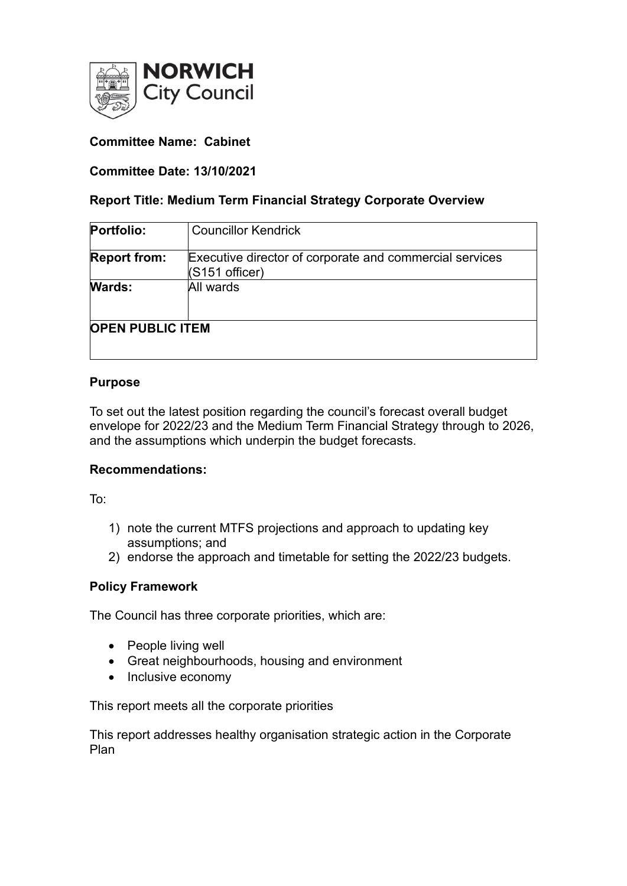**Committee Name: Cabinet**

**Committee Date: 13/10/2021**

**Report Title: Medium Term Financial Strategy Corporate Overview**

| **Portfolio:** | Councillor Kendrick |
| --- | --- |
| **Report from:** | Executive director of corporate and commercial services (S151 officer) |
| **Wards:** | All wards |
| **OPEN PUBLIC ITEM** | |

## Purpose

To set out the latest position regarding the council's forecast overall budget envelope for 2022/23 and the Medium Term Financial Strategy through to 2026, and the assumptions which underpin the budget forecasts.

## Recommendations:

To:

1) note the current MTFS projections and approach to updating key assumptions; and
2) endorse the approach and timetable for setting the 2022/23 budgets.

## Policy Framework

The Council has three corporate priorities, which are:

- People living well
- Great neighbourhoods, housing and environment
- Inclusive economy

This report meets all the corporate priorities

This report addresses healthy organisation strategic action in the Corporate Plan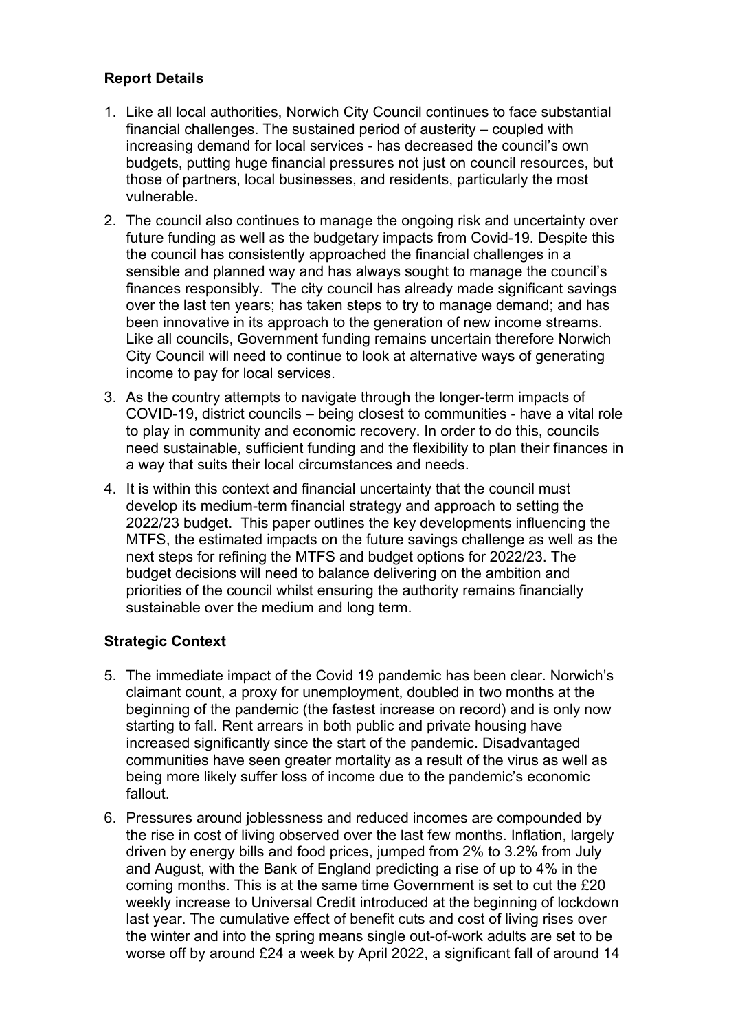## Report Details

1. Like all local authorities, Norwich City Council continues to face substantial financial challenges. The sustained period of austerity – coupled with increasing demand for local services - has decreased the council's own budgets, putting huge financial pressures not just on council resources, but those of partners, local businesses, and residents, particularly the most vulnerable.

2. The council also continues to manage the ongoing risk and uncertainty over future funding as well as the budgetary impacts from Covid-19. Despite this the council has consistently approached the financial challenges in a sensible and planned way and has always sought to manage the council's finances responsibly. The city council has already made significant savings over the last ten years; has taken steps to try to manage demand; and has been innovative in its approach to the generation of new income streams. Like all councils, Government funding remains uncertain therefore Norwich City Council will need to continue to look at alternative ways of generating income to pay for local services.

3. As the country attempts to navigate through the longer-term impacts of COVID-19, district councils – being closest to communities - have a vital role to play in community and economic recovery. In order to do this, councils need sustainable, sufficient funding and the flexibility to plan their finances in a way that suits their local circumstances and needs.

4. It is within this context and financial uncertainty that the council must develop its medium-term financial strategy and approach to setting the 2022/23 budget. This paper outlines the key developments influencing the MTFS, the estimated impacts on the future savings challenge as well as the next steps for refining the MTFS and budget options for 2022/23. The budget decisions will need to balance delivering on the ambition and priorities of the council whilst ensuring the authority remains financially sustainable over the medium and long term.

## Strategic Context

5. The immediate impact of the Covid 19 pandemic has been clear. Norwich's claimant count, a proxy for unemployment, doubled in two months at the beginning of the pandemic (the fastest increase on record) and is only now starting to fall. Rent arrears in both public and private housing have increased significantly since the start of the pandemic. Disadvantaged communities have seen greater mortality as a result of the virus as well as being more likely suffer loss of income due to the pandemic's economic fallout.

6. Pressures around joblessness and reduced incomes are compounded by the rise in cost of living observed over the last few months. Inflation, largely driven by energy bills and food prices, jumped from 2% to 3.2% from July and August, with the Bank of England predicting a rise of up to 4% in the coming months. This is at the same time Government is set to cut the £20 weekly increase to Universal Credit introduced at the beginning of lockdown last year. The cumulative effect of benefit cuts and cost of living rises over the winter and into the spring means single out-of-work adults are set to be worse off by around £24 a week by April 2022, a significant fall of around 14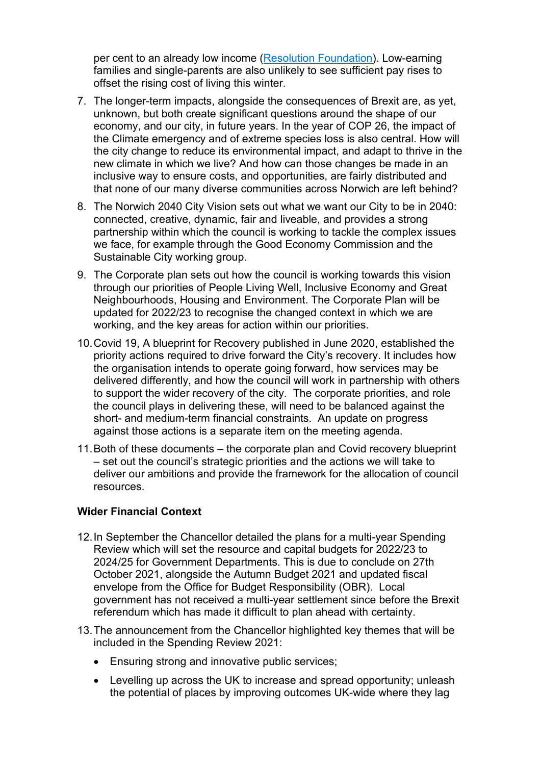per cent to an already low income ([Resolution Foundation](#)). Low-earning families and single-parents are also unlikely to see sufficient pay rises to offset the rising cost of living this winter.

7. The longer-term impacts, alongside the consequences of Brexit are, as yet, unknown, but both create significant questions around the shape of our economy, and our city, in future years. In the year of COP 26, the impact of the Climate emergency and of extreme species loss is also central. How will the city change to reduce its environmental impact, and adapt to thrive in the new climate in which we live? And how can those changes be made in an inclusive way to ensure costs, and opportunities, are fairly distributed and that none of our many diverse communities across Norwich are left behind?

8. The Norwich 2040 City Vision sets out what we want our City to be in 2040: connected, creative, dynamic, fair and liveable, and provides a strong partnership within which the council is working to tackle the complex issues we face, for example through the Good Economy Commission and the Sustainable City working group.

9. The Corporate plan sets out how the council is working towards this vision through our priorities of People Living Well, Inclusive Economy and Great Neighbourhoods, Housing and Environment. The Corporate Plan will be updated for 2022/23 to recognise the changed context in which we are working, and the key areas for action within our priorities.

10. Covid 19, A blueprint for Recovery published in June 2020, established the priority actions required to drive forward the City's recovery. It includes how the organisation intends to operate going forward, how services may be delivered differently, and how the council will work in partnership with others to support the wider recovery of the city. The corporate priorities, and role the council plays in delivering these, will need to be balanced against the short- and medium-term financial constraints. An update on progress against those actions is a separate item on the meeting agenda.

11. Both of these documents – the corporate plan and Covid recovery blueprint – set out the council's strategic priorities and the actions we will take to deliver our ambitions and provide the framework for the allocation of council resources.

**Wider Financial Context**

12. In September the Chancellor detailed the plans for a multi-year Spending Review which will set the resource and capital budgets for 2022/23 to 2024/25 for Government Departments. This is due to conclude on 27th October 2021, alongside the Autumn Budget 2021 and updated fiscal envelope from the Office for Budget Responsibility (OBR). Local government has not received a multi-year settlement since before the Brexit referendum which has made it difficult to plan ahead with certainty.

13. The announcement from the Chancellor highlighted key themes that will be included in the Spending Review 2021:

    - Ensuring strong and innovative public services;
    - Levelling up across the UK to increase and spread opportunity; unleash the potential of places by improving outcomes UK-wide where they lag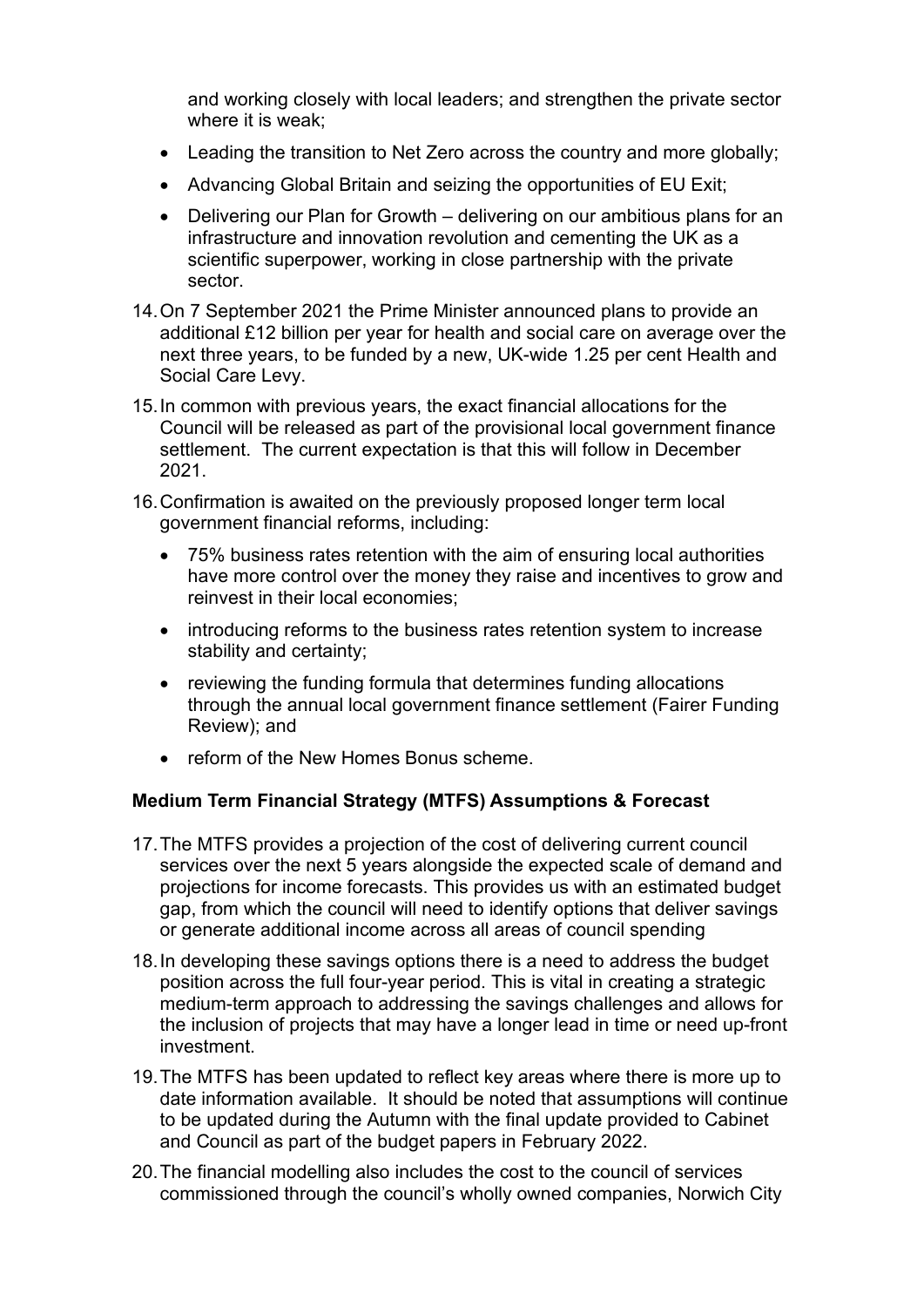and working closely with local leaders; and strengthen the private sector where it is weak;

- Leading the transition to Net Zero across the country and more globally;
- Advancing Global Britain and seizing the opportunities of EU Exit;
- Delivering our Plan for Growth – delivering on our ambitious plans for an infrastructure and innovation revolution and cementing the UK as a scientific superpower, working in close partnership with the private sector.

14. On 7 September 2021 the Prime Minister announced plans to provide an additional £12 billion per year for health and social care on average over the next three years, to be funded by a new, UK-wide 1.25 per cent Health and Social Care Levy.

15. In common with previous years, the exact financial allocations for the Council will be released as part of the provisional local government finance settlement. The current expectation is that this will follow in December 2021.

16. Confirmation is awaited on the previously proposed longer term local government financial reforms, including:

    - 75% business rates retention with the aim of ensuring local authorities have more control over the money they raise and incentives to grow and reinvest in their local economies;
    - introducing reforms to the business rates retention system to increase stability and certainty;
    - reviewing the funding formula that determines funding allocations through the annual local government finance settlement (Fairer Funding Review); and
    - reform of the New Homes Bonus scheme.

**Medium Term Financial Strategy (MTFS) Assumptions & Forecast**

17. The MTFS provides a projection of the cost of delivering current council services over the next 5 years alongside the expected scale of demand and projections for income forecasts. This provides us with an estimated budget gap, from which the council will need to identify options that deliver savings or generate additional income across all areas of council spending

18. In developing these savings options there is a need to address the budget position across the full four-year period. This is vital in creating a strategic medium-term approach to addressing the savings challenges and allows for the inclusion of projects that may have a longer lead in time or need up-front investment.

19. The MTFS has been updated to reflect key areas where there is more up to date information available. It should be noted that assumptions will continue to be updated during the Autumn with the final update provided to Cabinet and Council as part of the budget papers in February 2022.

20. The financial modelling also includes the cost to the council of services commissioned through the council's wholly owned companies, Norwich City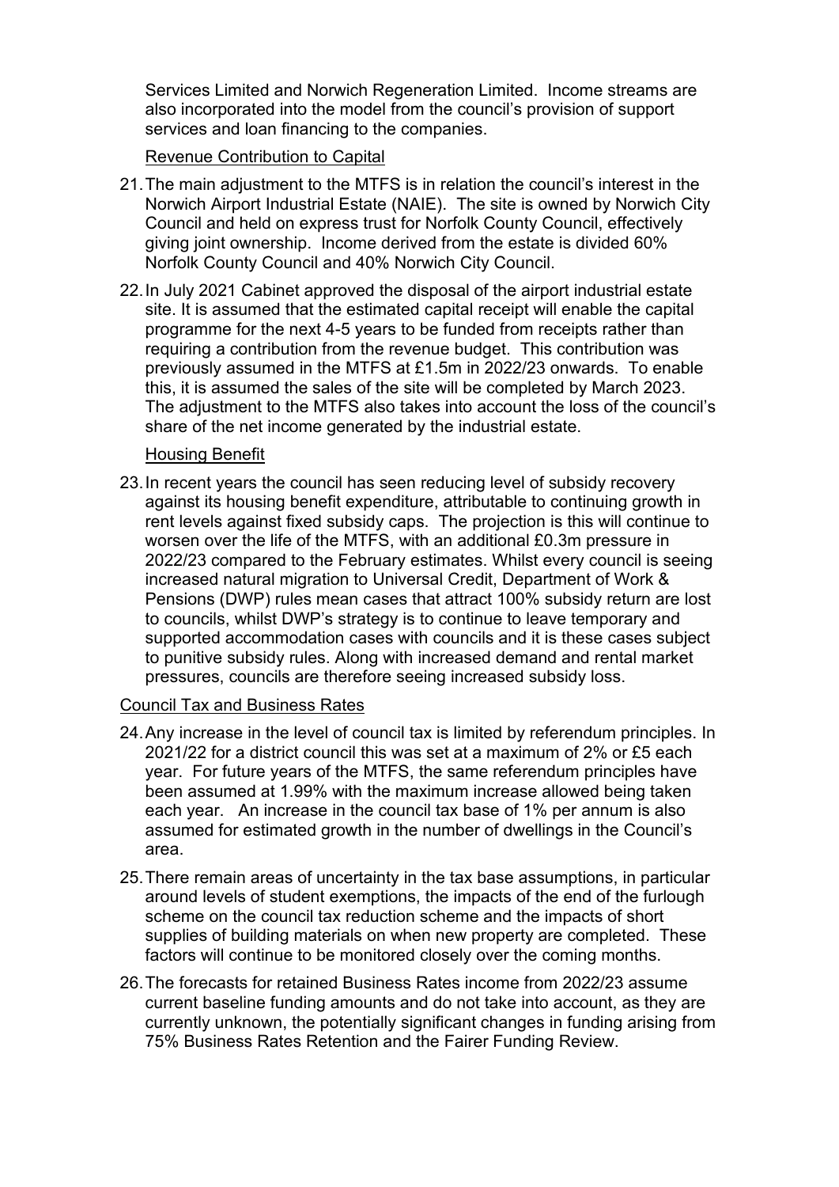Services Limited and Norwich Regeneration Limited. Income streams are also incorporated into the model from the council's provision of support services and loan financing to the companies.

Revenue Contribution to Capital

21. The main adjustment to the MTFS is in relation the council's interest in the Norwich Airport Industrial Estate (NAIE). The site is owned by Norwich City Council and held on express trust for Norfolk County Council, effectively giving joint ownership. Income derived from the estate is divided 60% Norfolk County Council and 40% Norwich City Council.

22. In July 2021 Cabinet approved the disposal of the airport industrial estate site. It is assumed that the estimated capital receipt will enable the capital programme for the next 4-5 years to be funded from receipts rather than requiring a contribution from the revenue budget. This contribution was previously assumed in the MTFS at £1.5m in 2022/23 onwards. To enable this, it is assumed the sales of the site will be completed by March 2023. The adjustment to the MTFS also takes into account the loss of the council's share of the net income generated by the industrial estate.

Housing Benefit

23. In recent years the council has seen reducing level of subsidy recovery against its housing benefit expenditure, attributable to continuing growth in rent levels against fixed subsidy caps. The projection is this will continue to worsen over the life of the MTFS, with an additional £0.3m pressure in 2022/23 compared to the February estimates. Whilst every council is seeing increased natural migration to Universal Credit, Department of Work & Pensions (DWP) rules mean cases that attract 100% subsidy return are lost to councils, whilst DWP's strategy is to continue to leave temporary and supported accommodation cases with councils and it is these cases subject to punitive subsidy rules. Along with increased demand and rental market pressures, councils are therefore seeing increased subsidy loss.

Council Tax and Business Rates

24. Any increase in the level of council tax is limited by referendum principles. In 2021/22 for a district council this was set at a maximum of 2% or £5 each year. For future years of the MTFS, the same referendum principles have been assumed at 1.99% with the maximum increase allowed being taken each year. An increase in the council tax base of 1% per annum is also assumed for estimated growth in the number of dwellings in the Council's area.

25. There remain areas of uncertainty in the tax base assumptions, in particular around levels of student exemptions, the impacts of the end of the furlough scheme on the council tax reduction scheme and the impacts of short supplies of building materials on when new property are completed. These factors will continue to be monitored closely over the coming months.

26. The forecasts for retained Business Rates income from 2022/23 assume current baseline funding amounts and do not take into account, as they are currently unknown, the potentially significant changes in funding arising from 75% Business Rates Retention and the Fairer Funding Review.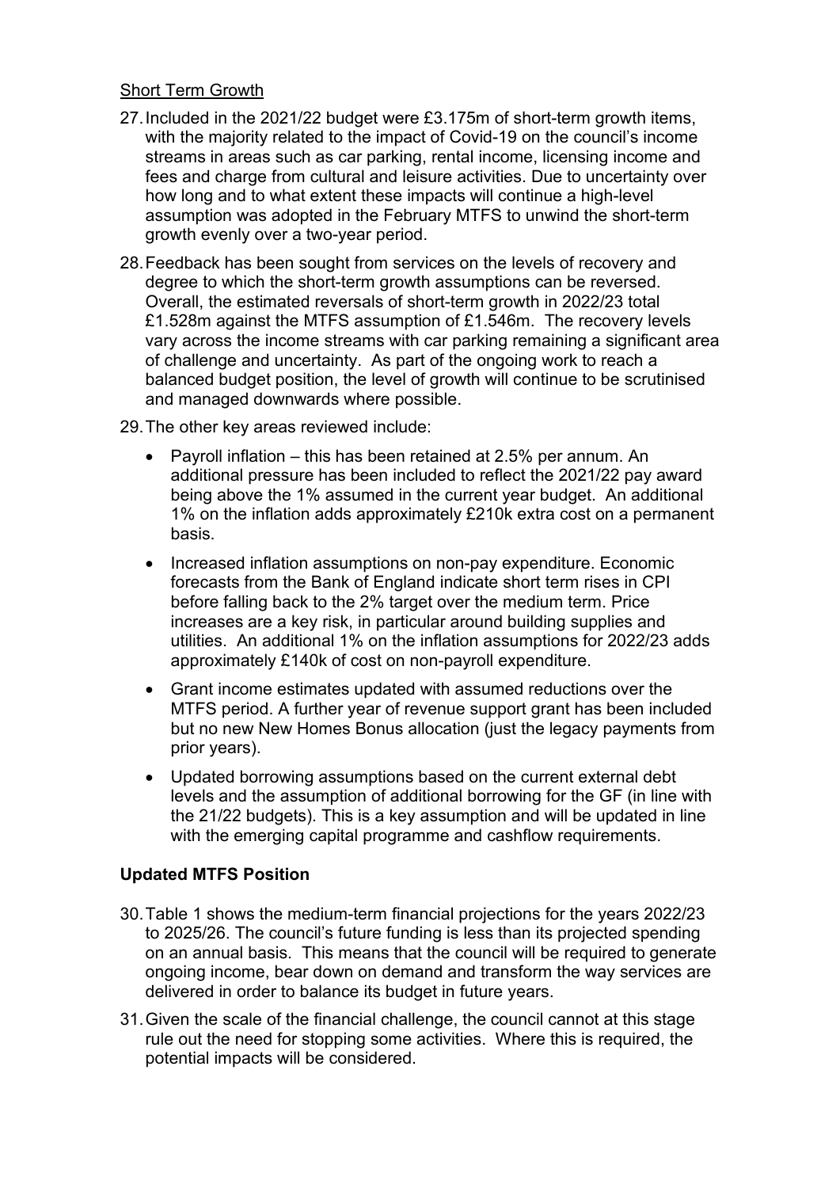Short Term Growth

27. Included in the 2021/22 budget were £3.175m of short-term growth items, with the majority related to the impact of Covid-19 on the council's income streams in areas such as car parking, rental income, licensing income and fees and charge from cultural and leisure activities. Due to uncertainty over how long and to what extent these impacts will continue a high-level assumption was adopted in the February MTFS to unwind the short-term growth evenly over a two-year period.

28. Feedback has been sought from services on the levels of recovery and degree to which the short-term growth assumptions can be reversed. Overall, the estimated reversals of short-term growth in 2022/23 total £1.528m against the MTFS assumption of £1.546m. The recovery levels vary across the income streams with car parking remaining a significant area of challenge and uncertainty. As part of the ongoing work to reach a balanced budget position, the level of growth will continue to be scrutinised and managed downwards where possible.

29. The other key areas reviewed include:

- Payroll inflation – this has been retained at 2.5% per annum. An additional pressure has been included to reflect the 2021/22 pay award being above the 1% assumed in the current year budget. An additional 1% on the inflation adds approximately £210k extra cost on a permanent basis.
- Increased inflation assumptions on non-pay expenditure. Economic forecasts from the Bank of England indicate short term rises in CPI before falling back to the 2% target over the medium term. Price increases are a key risk, in particular around building supplies and utilities. An additional 1% on the inflation assumptions for 2022/23 adds approximately £140k of cost on non-payroll expenditure.
- Grant income estimates updated with assumed reductions over the MTFS period. A further year of revenue support grant has been included but no new New Homes Bonus allocation (just the legacy payments from prior years).
- Updated borrowing assumptions based on the current external debt levels and the assumption of additional borrowing for the GF (in line with the 21/22 budgets). This is a key assumption and will be updated in line with the emerging capital programme and cashflow requirements.

**Updated MTFS Position**

30. Table 1 shows the medium-term financial projections for the years 2022/23 to 2025/26. The council's future funding is less than its projected spending on an annual basis. This means that the council will be required to generate ongoing income, bear down on demand and transform the way services are delivered in order to balance its budget in future years.

31. Given the scale of the financial challenge, the council cannot at this stage rule out the need for stopping some activities. Where this is required, the potential impacts will be considered.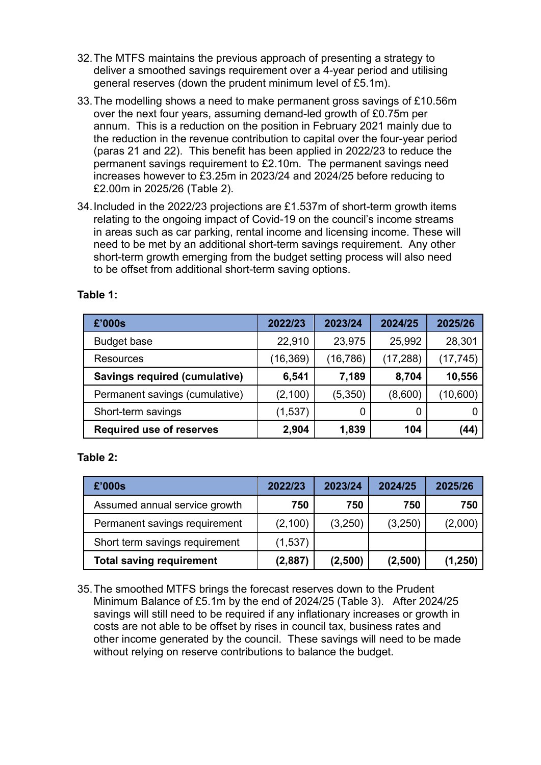32. The MTFS maintains the previous approach of presenting a strategy to deliver a smoothed savings requirement over a 4-year period and utilising general reserves (down the prudent minimum level of £5.1m).

33. The modelling shows a need to make permanent gross savings of £10.56m over the next four years, assuming demand-led growth of £0.75m per annum. This is a reduction on the position in February 2021 mainly due to the reduction in the revenue contribution to capital over the four-year period (paras 21 and 22). This benefit has been applied in 2022/23 to reduce the permanent savings requirement to £2.10m. The permanent savings need increases however to £3.25m in 2023/24 and 2024/25 before reducing to £2.00m in 2025/26 (Table 2).

34. Included in the 2022/23 projections are £1.537m of short-term growth items relating to the ongoing impact of Covid-19 on the council's income streams in areas such as car parking, rental income and licensing income. These will need to be met by an additional short-term savings requirement. Any other short-term growth emerging from the budget setting process will also need to be offset from additional short-term saving options.

**Table 1:**

| £'000s | 2022/23 | 2023/24 | 2024/25 | 2025/26 |
|---|---|---|---|---|
| Budget base | 22,910 | 23,975 | 25,992 | 28,301 |
| Resources | (16,369) | (16,786) | (17,288) | (17,745) |
| **Savings required (cumulative)** | **6,541** | **7,189** | **8,704** | **10,556** |
| Permanent savings (cumulative) | (2,100) | (5,350) | (8,600) | (10,600) |
| Short-term savings | (1,537) | 0 | 0 | 0 |
| **Required use of reserves** | **2,904** | **1,839** | **104** | **(44)** |

**Table 2:**

| £'000s | 2022/23 | 2023/24 | 2024/25 | 2025/26 |
|---|---|---|---|---|
| Assumed annual service growth | **750** | **750** | **750** | **750** |
| Permanent savings requirement | (2,100) | (3,250) | (3,250) | (2,000) |
| Short term savings requirement | (1,537) | | | |
| **Total saving requirement** | **(2,887)** | **(2,500)** | **(2,500)** | **(1,250)** |

35. The smoothed MTFS brings the forecast reserves down to the Prudent Minimum Balance of £5.1m by the end of 2024/25 (Table 3). After 2024/25 savings will still need to be required if any inflationary increases or growth in costs are not able to be offset by rises in council tax, business rates and other income generated by the council. These savings will need to be made without relying on reserve contributions to balance the budget.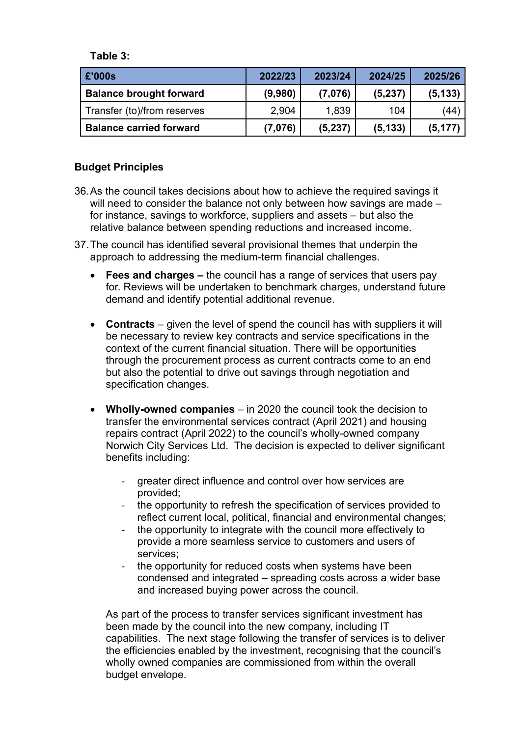**Table 3:**

| £'000s | 2022/23 | 2023/24 | 2024/25 | 2025/26 |
|---|---|---|---|---|
| **Balance brought forward** | **(9,980)** | **(7,076)** | **(5,237)** | **(5,133)** |
| Transfer (to)/from reserves | 2,904 | 1,839 | 104 | (44) |
| **Balance carried forward** | **(7,076)** | **(5,237)** | **(5,133)** | **(5,177)** |

**Budget Principles**

36. As the council takes decisions about how to achieve the required savings it will need to consider the balance not only between how savings are made – for instance, savings to workforce, suppliers and assets – but also the relative balance between spending reductions and increased income.

37. The council has identified several provisional themes that underpin the approach to addressing the medium-term financial challenges.

    - **Fees and charges –** the council has a range of services that users pay for. Reviews will be undertaken to benchmark charges, understand future demand and identify potential additional revenue.

    - **Contracts** – given the level of spend the council has with suppliers it will be necessary to review key contracts and service specifications in the context of the current financial situation. There will be opportunities through the procurement process as current contracts come to an end but also the potential to drive out savings through negotiation and specification changes.

    - **Wholly-owned companies** – in 2020 the council took the decision to transfer the environmental services contract (April 2021) and housing repairs contract (April 2022) to the council's wholly-owned company Norwich City Services Ltd. The decision is expected to deliver significant benefits including:

        - greater direct influence and control over how services are provided;
        - the opportunity to refresh the specification of services provided to reflect current local, political, financial and environmental changes;
        - the opportunity to integrate with the council more effectively to provide a more seamless service to customers and users of services;
        - the opportunity for reduced costs when systems have been condensed and integrated – spreading costs across a wider base and increased buying power across the council.

      As part of the process to transfer services significant investment has been made by the council into the new company, including IT capabilities. The next stage following the transfer of services is to deliver the efficiencies enabled by the investment, recognising that the council's wholly owned companies are commissioned from within the overall budget envelope.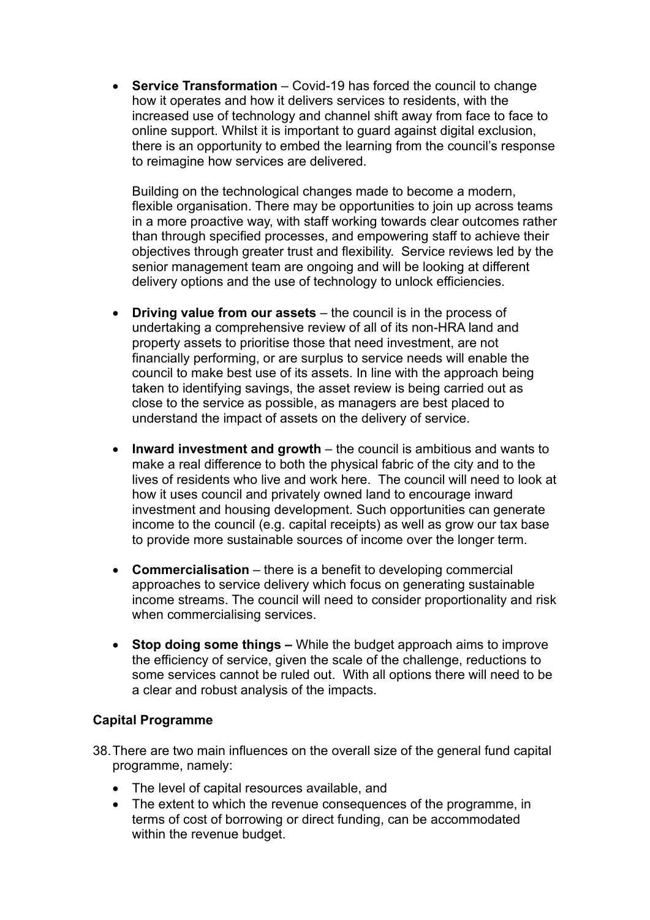- **Service Transformation** – Covid-19 has forced the council to change how it operates and how it delivers services to residents, with the increased use of technology and channel shift away from face to face to online support. Whilst it is important to guard against digital exclusion, there is an opportunity to embed the learning from the council's response to reimagine how services are delivered.

  Building on the technological changes made to become a modern, flexible organisation. There may be opportunities to join up across teams in a more proactive way, with staff working towards clear outcomes rather than through specified processes, and empowering staff to achieve their objectives through greater trust and flexibility. Service reviews led by the senior management team are ongoing and will be looking at different delivery options and the use of technology to unlock efficiencies.

- **Driving value from our assets** – the council is in the process of undertaking a comprehensive review of all of its non-HRA land and property assets to prioritise those that need investment, are not financially performing, or are surplus to service needs will enable the council to make best use of its assets. In line with the approach being taken to identifying savings, the asset review is being carried out as close to the service as possible, as managers are best placed to understand the impact of assets on the delivery of service.

- **Inward investment and growth** – the council is ambitious and wants to make a real difference to both the physical fabric of the city and to the lives of residents who live and work here. The council will need to look at how it uses council and privately owned land to encourage inward investment and housing development. Such opportunities can generate income to the council (e.g. capital receipts) as well as grow our tax base to provide more sustainable sources of income over the longer term.

- **Commercialisation** – there is a benefit to developing commercial approaches to service delivery which focus on generating sustainable income streams. The council will need to consider proportionality and risk when commercialising services.

- **Stop doing some things –** While the budget approach aims to improve the efficiency of service, given the scale of the challenge, reductions to some services cannot be ruled out. With all options there will need to be a clear and robust analysis of the impacts.

### Capital Programme

38. There are two main influences on the overall size of the general fund capital programme, namely:
    - The level of capital resources available, and
    - The extent to which the revenue consequences of the programme, in terms of cost of borrowing or direct funding, can be accommodated within the revenue budget.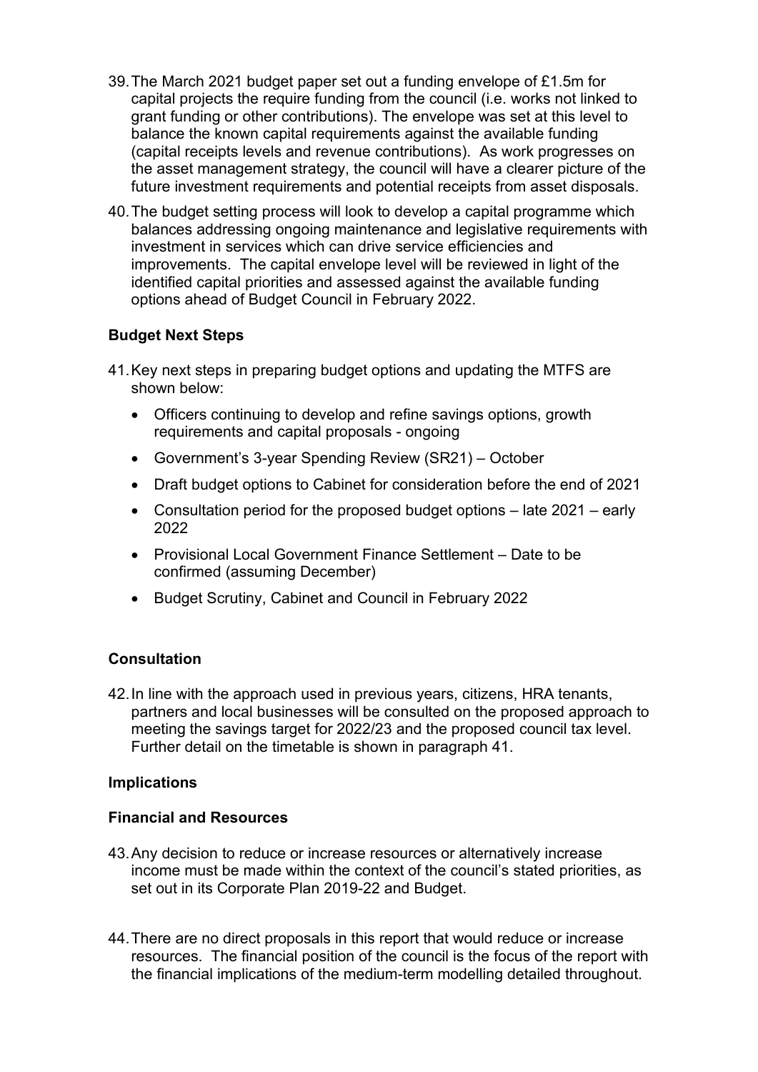39. The March 2021 budget paper set out a funding envelope of £1.5m for capital projects the require funding from the council (i.e. works not linked to grant funding or other contributions). The envelope was set at this level to balance the known capital requirements against the available funding (capital receipts levels and revenue contributions). As work progresses on the asset management strategy, the council will have a clearer picture of the future investment requirements and potential receipts from asset disposals.

40. The budget setting process will look to develop a capital programme which balances addressing ongoing maintenance and legislative requirements with investment in services which can drive service efficiencies and improvements. The capital envelope level will be reviewed in light of the identified capital priorities and assessed against the available funding options ahead of Budget Council in February 2022.

**Budget Next Steps**

41. Key next steps in preparing budget options and updating the MTFS are shown below:

   - Officers continuing to develop and refine savings options, growth requirements and capital proposals - ongoing
   - Government's 3-year Spending Review (SR21) – October
   - Draft budget options to Cabinet for consideration before the end of 2021
   - Consultation period for the proposed budget options – late 2021 – early 2022
   - Provisional Local Government Finance Settlement – Date to be confirmed (assuming December)
   - Budget Scrutiny, Cabinet and Council in February 2022

**Consultation**

42. In line with the approach used in previous years, citizens, HRA tenants, partners and local businesses will be consulted on the proposed approach to meeting the savings target for 2022/23 and the proposed council tax level. Further detail on the timetable is shown in paragraph 41.

**Implications**

**Financial and Resources**

43. Any decision to reduce or increase resources or alternatively increase income must be made within the context of the council's stated priorities, as set out in its Corporate Plan 2019-22 and Budget.

44. There are no direct proposals in this report that would reduce or increase resources. The financial position of the council is the focus of the report with the financial implications of the medium-term modelling detailed throughout.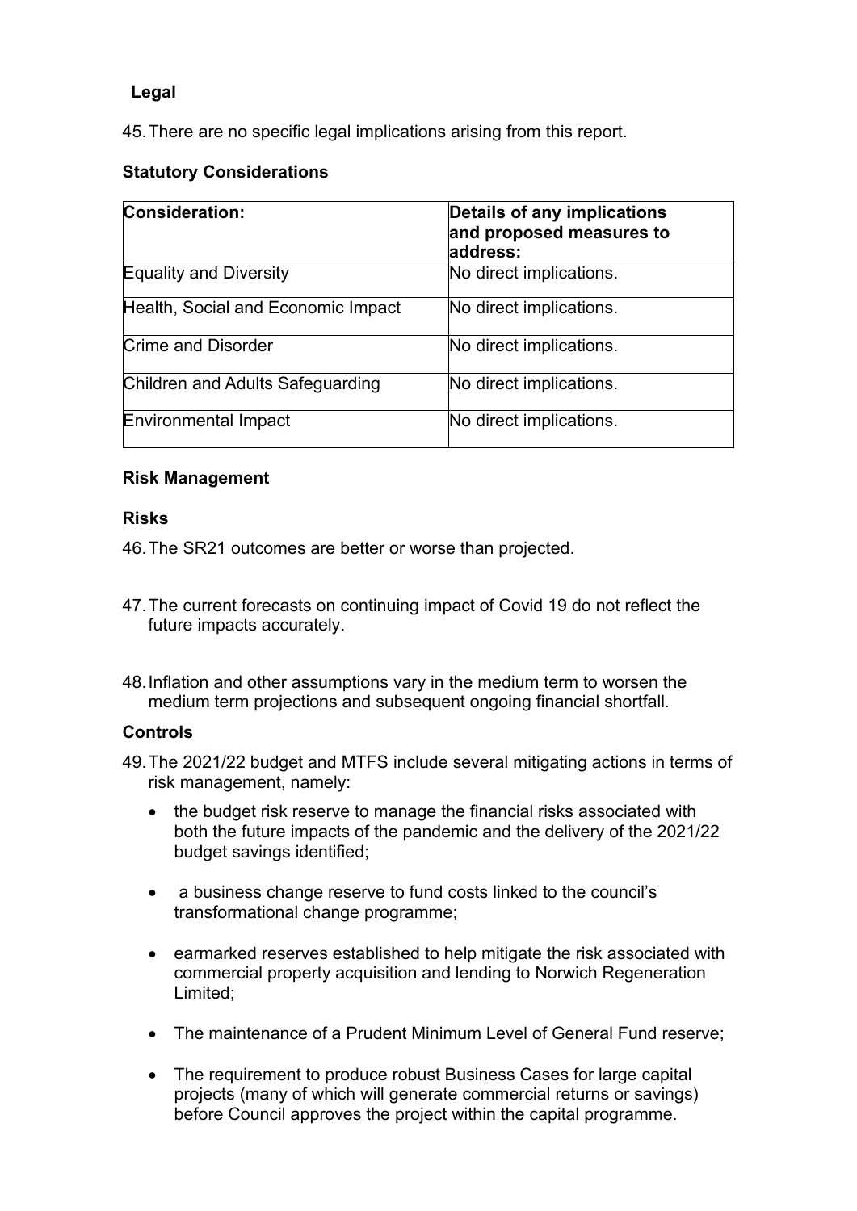**Legal**

45. There are no specific legal implications arising from this report.

**Statutory Considerations**

| Consideration: | Details of any implications and proposed measures to address: |
|---|---|
| Equality and Diversity | No direct implications. |
| Health, Social and Economic Impact | No direct implications. |
| Crime and Disorder | No direct implications. |
| Children and Adults Safeguarding | No direct implications. |
| Environmental Impact | No direct implications. |

**Risk Management**

**Risks**

46. The SR21 outcomes are better or worse than projected.

47. The current forecasts on continuing impact of Covid 19 do not reflect the future impacts accurately.

48. Inflation and other assumptions vary in the medium term to worsen the medium term projections and subsequent ongoing financial shortfall.

**Controls**

49. The 2021/22 budget and MTFS include several mitigating actions in terms of risk management, namely:

- the budget risk reserve to manage the financial risks associated with both the future impacts of the pandemic and the delivery of the 2021/22 budget savings identified;
- a business change reserve to fund costs linked to the council's transformational change programme;
- earmarked reserves established to help mitigate the risk associated with commercial property acquisition and lending to Norwich Regeneration Limited;
- The maintenance of a Prudent Minimum Level of General Fund reserve;
- The requirement to produce robust Business Cases for large capital projects (many of which will generate commercial returns or savings) before Council approves the project within the capital programme.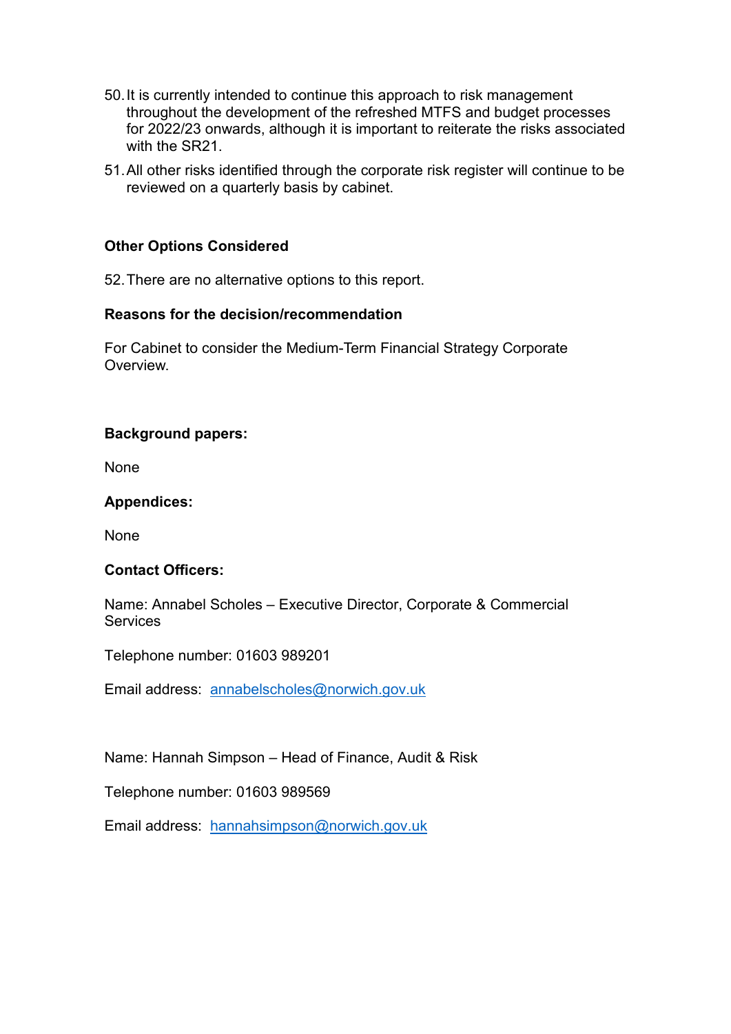50. It is currently intended to continue this approach to risk management throughout the development of the refreshed MTFS and budget processes for 2022/23 onwards, although it is important to reiterate the risks associated with the SR21.

51. All other risks identified through the corporate risk register will continue to be reviewed on a quarterly basis by cabinet.

**Other Options Considered**

52. There are no alternative options to this report.

**Reasons for the decision/recommendation**

For Cabinet to consider the Medium-Term Financial Strategy Corporate Overview.

**Background papers:**

None

**Appendices:**

None

**Contact Officers:**

Name: Annabel Scholes – Executive Director, Corporate & Commercial Services

Telephone number: 01603 989201

Email address: annabelscholes@norwich.gov.uk

Name: Hannah Simpson – Head of Finance, Audit & Risk

Telephone number: 01603 989569

Email address: hannahsimpson@norwich.gov.uk